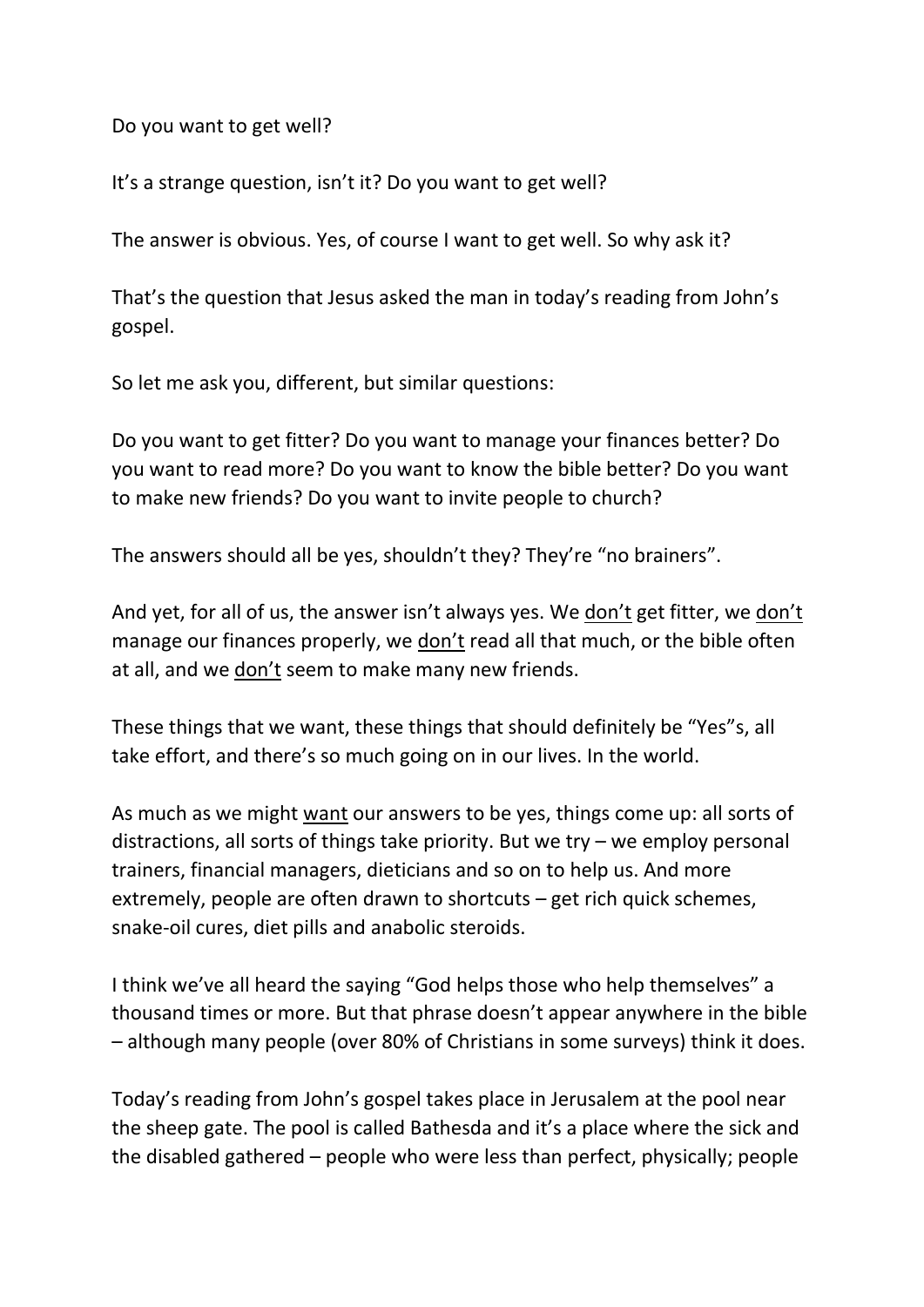Do you want to get well?

It's a strange question, isn't it? Do you want to get well?

The answer is obvious. Yes, of course I want to get well. So why ask it?

That's the question that Jesus asked the man in today's reading from John's gospel.

So let me ask you, different, but similar questions:

Do you want to get fitter? Do you want to manage your finances better? Do you want to read more? Do you want to know the bible better? Do you want to make new friends? Do you want to invite people to church?

The answers should all be yes, shouldn't they? They're "no brainers".

And yet, for all of us, the answer isn't always yes. We <u>don't</u> get fitter, we <u>don't</u> manage our finances properly, we <u>don't</u> read all that much, or the bible often at all, and we <u>don't</u> seem to make many new friends.

These things that we want, these things that should definitely be "Yes"s, all take effort, and there's so much going on in our lives. In the world.

As much as we might <u>want</u> our answers to be yes, things come up: all sorts of distractions, all sorts of things take priority. But we try – we employ personal trainers, financial managers, dieticians and so on to help us. And more extremely, people are often drawn to shortcuts – get rich quick schemes, snake-oil cures, diet pills and anabolic steroids.

I think we've all heard the saying "God helps those who help themselves" a thousand times or more. But that phrase doesn't appear anywhere in the bible – although many people (over 80% of Christians in some surveys) think it does.

Today's reading from John's gospel takes place in Jerusalem at the pool near the sheep gate. The pool is called Bathesda and it's a place where the sick and the disabled gathered – people who were less than perfect, physically; people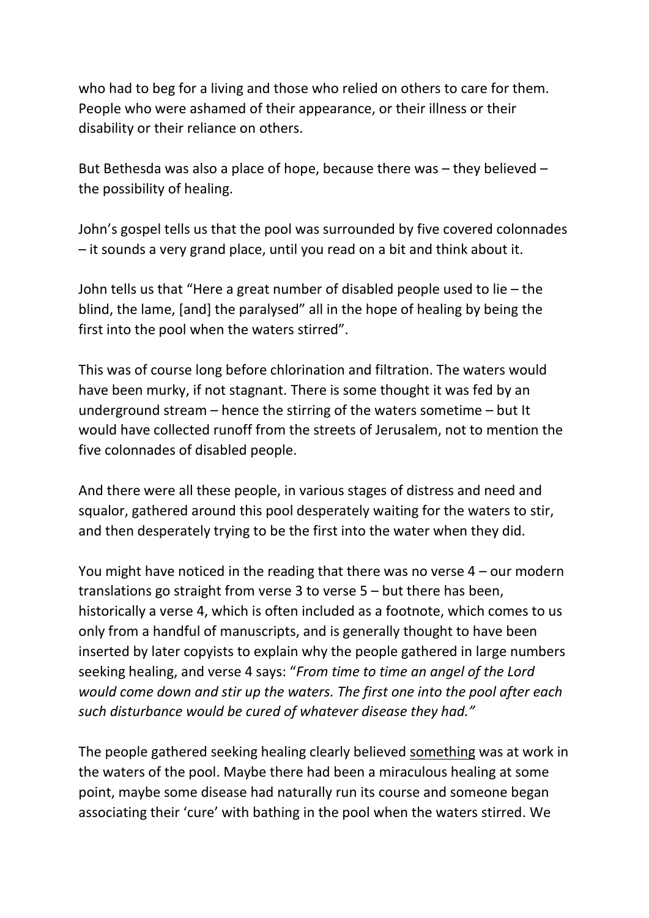who had to beg for a living and those who relied on others to care for them. People who were ashamed of their appearance, or their illness or their disability or their reliance on others.

But Bethesda was also a place of hope, because there was – they believed – the possibility of healing.

John's gospel tells us that the pool was surrounded by five covered colonnades – it sounds a very grand place, until you read on a bit and think about it.

John tells us that "Here a great number of disabled people used to lie – the blind, the lame, [and] the paralysed" all in the hope of healing by being the first into the pool when the waters stirred".

This was of course long before chlorination and filtration. The waters would have been murky, if not stagnant. There is some thought it was fed by an underground stream – hence the stirring of the waters sometime – but It would have collected runoff from the streets of Jerusalem, not to mention the five colonnades of disabled people.

And there were all these people, in various stages of distress and need and squalor, gathered around this pool desperately waiting for the waters to stir, and then desperately trying to be the first into the water when they did.

You might have noticed in the reading that there was no verse 4 – our modern translations go straight from verse 3 to verse 5 – but there has been, historically a verse 4, which is often included as a footnote, which comes to us only from a handful of manuscripts, and is generally thought to have been inserted by later copyists to explain why the people gathered in large numbers seeking healing, and verse 4 says: "*From time to time an angel of the Lord would come down and stir up the waters. The first one into the pool after each such disturbance would be cured of whatever disease they had."*

The people gathered seeking healing clearly believed <u>something</u> was at work in the waters of the pool. Maybe there had been a miraculous healing at some point, maybe some disease had naturally run its course and someone began associating their 'cure' with bathing in the pool when the waters stirred. We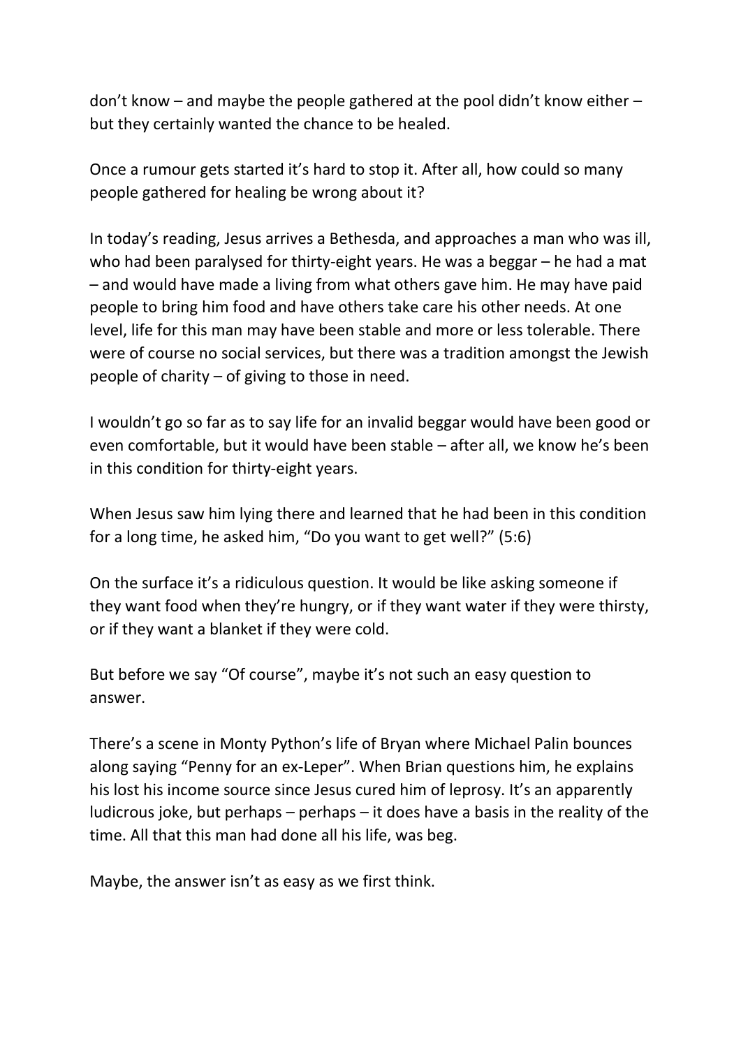don't know – and maybe the people gathered at the pool didn't know either – but they certainly wanted the chance to be healed.

Once a rumour gets started it's hard to stop it. After all, how could so many people gathered for healing be wrong about it?

In today's reading, Jesus arrives a Bethesda, and approaches a man who was ill, who had been paralysed for thirty-eight years. He was a beggar – he had a mat – and would have made a living from what others gave him. He may have paid people to bring him food and have others take care his other needs. At one level, life for this man may have been stable and more or less tolerable. There were of course no social services, but there was a tradition amongst the Jewish people of charity – of giving to those in need.

I wouldn't go so far as to say life for an invalid beggar would have been good or even comfortable, but it would have been stable – after all, we know he's been in this condition for thirty-eight years.

When Jesus saw him lying there and learned that he had been in this condition for a long time, he asked him, "Do you want to get well?" (5:6)

On the surface it's a ridiculous question. It would be like asking someone if they want food when they're hungry, or if they want water if they were thirsty, or if they want a blanket if they were cold.

But before we say "Of course", maybe it's not such an easy question to answer.

There's a scene in Monty Python's life of Bryan where Michael Palin bounces along saying "Penny for an ex-Leper". When Brian questions him, he explains his lost his income source since Jesus cured him of leprosy. It's an apparently ludicrous joke, but perhaps – perhaps – it does have a basis in the reality of the time. All that this man had done all his life, was beg.

Maybe, the answer isn't as easy as we first think.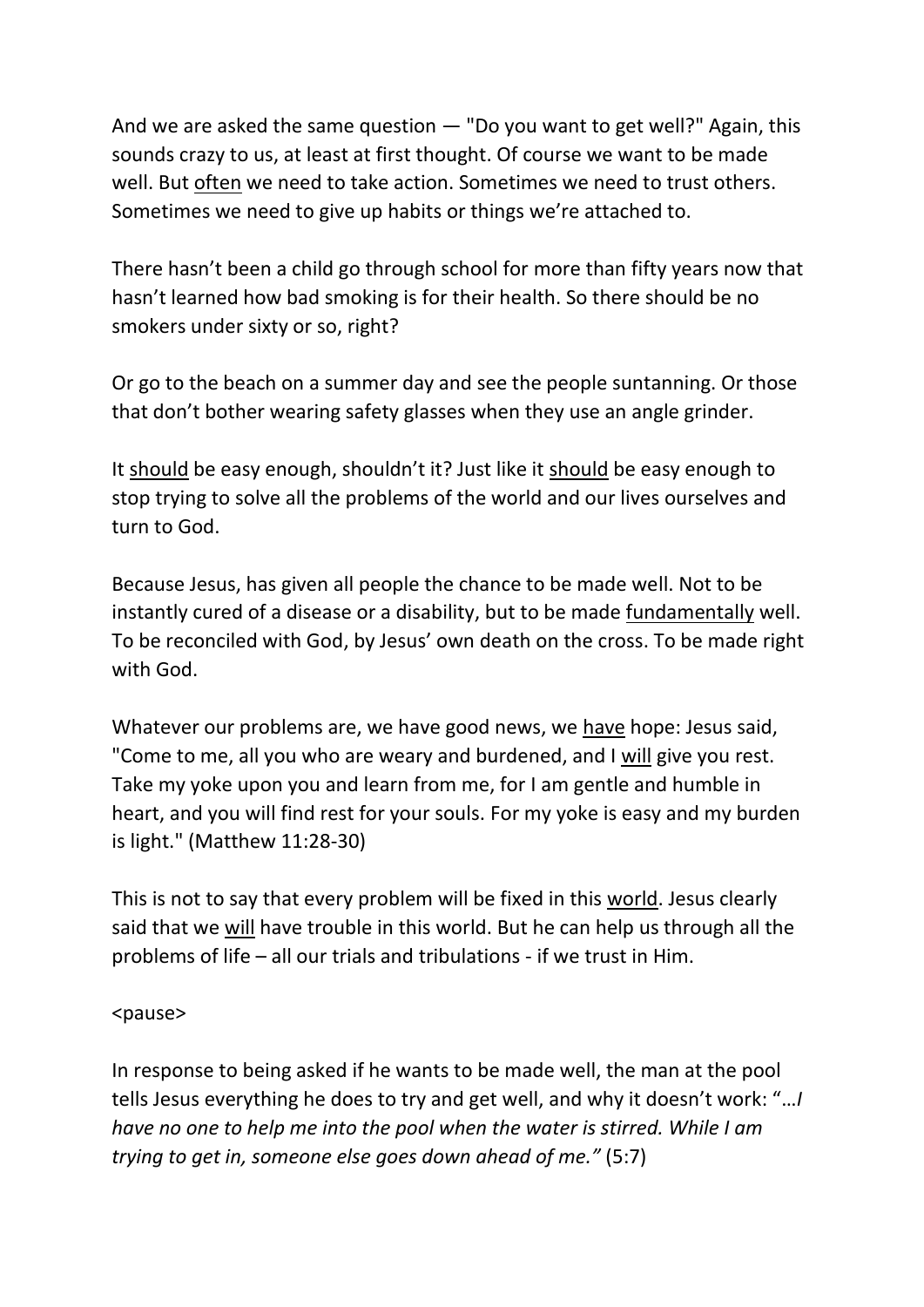And we are asked the same question — "Do you want to get well?" Again, this sounds crazy to us, at least at first thought. Of course we want to be made well. But <u>often</u> we need to take action. Sometimes we need to trust others. Sometimes we need to give up habits or things we're attached to.

There hasn't been a child go through school for more than fifty years now that hasn't learned how bad smoking is for their health. So there should be no smokers under sixty or so, right?

Or go to the beach on a summer day and see the people suntanning. Or those that don't bother wearing safety glasses when they use an angle grinder.

It <u>should</u> be easy enough, shouldn't it? Just like it <u>should</u> be easy enough to stop trying to solve all the problems of the world and our lives ourselves and turn to God.

Because Jesus, has given all people the chance to be made well. Not to be instantly cured of a disease or a disability, but to be made <u>fundamentally</u> well. To be reconciled with God, by Jesus' own death on the cross. To be made right with God.

Whatever our problems are, we have good news, we <u>have</u> hope: Jesus said, "Come to me, all you who are weary and burdened, and I <u>will</u> give you rest. Take my yoke upon you and learn from me, for I am gentle and humble in heart, and you will find rest for your souls. For my yoke is easy and my burden is light." (Matthew 11:28-30)

This is not to say that every problem will be fixed in this <u>world</u>. Jesus clearly said that we <u>will</u> have trouble in this world. But he can help us through all the problems of life – all our trials and tribulations - if we trust in Him.

<pause>

In response to being asked if he wants to be made well, the man at the pool tells Jesus everything he does to try and get well, and why it doesn't work: "…*I have no one to help me into the pool when the water is stirred. While I am trying to get in, someone else goes down ahead of me."* (5:7)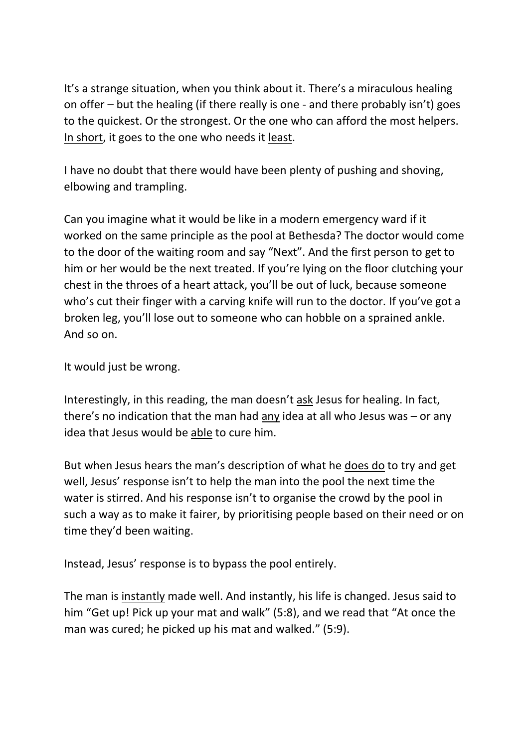It's a strange situation, when you think about it. There's a miraculous healing on offer – but the healing (if there really is one - and there probably isn't) goes to the quickest. Or the strongest. Or the one who can afford the most helpers. <u>In short</u>, it goes to the one who needs it <u>least</u>.

I have no doubt that there would have been plenty of pushing and shoving, elbowing and trampling.

Can you imagine what it would be like in a modern emergency ward if it worked on the same principle as the pool at Bethesda? The doctor would come to the door of the waiting room and say "Next". And the first person to get to him or her would be the next treated. If you're lying on the floor clutching your chest in the throes of a heart attack, you'll be out of luck, because someone who's cut their finger with a carving knife will run to the doctor. If you've got a broken leg, you'll lose out to someone who can hobble on a sprained ankle. And so on.

It would just be wrong.

Interestingly, in this reading, the man doesn't <u>ask</u> Jesus for healing. In fact, there's no indication that the man had <u>any</u> idea at all who Jesus was – or any idea that Jesus would be <u>able</u> to cure him.

But when Jesus hears the man's description of what he <u>does do</u> to try and get well, Jesus' response isn't to help the man into the pool the next time the water is stirred. And his response isn't to organise the crowd by the pool in such a way as to make it fairer, by prioritising people based on their need or on time they'd been waiting.

Instead, Jesus' response is to bypass the pool entirely.

The man is <u>instantly</u> made well. And instantly, his life is changed. Jesus said to him "Get up! Pick up your mat and walk" (5:8), and we read that "At once the man was cured; he picked up his mat and walked." (5:9).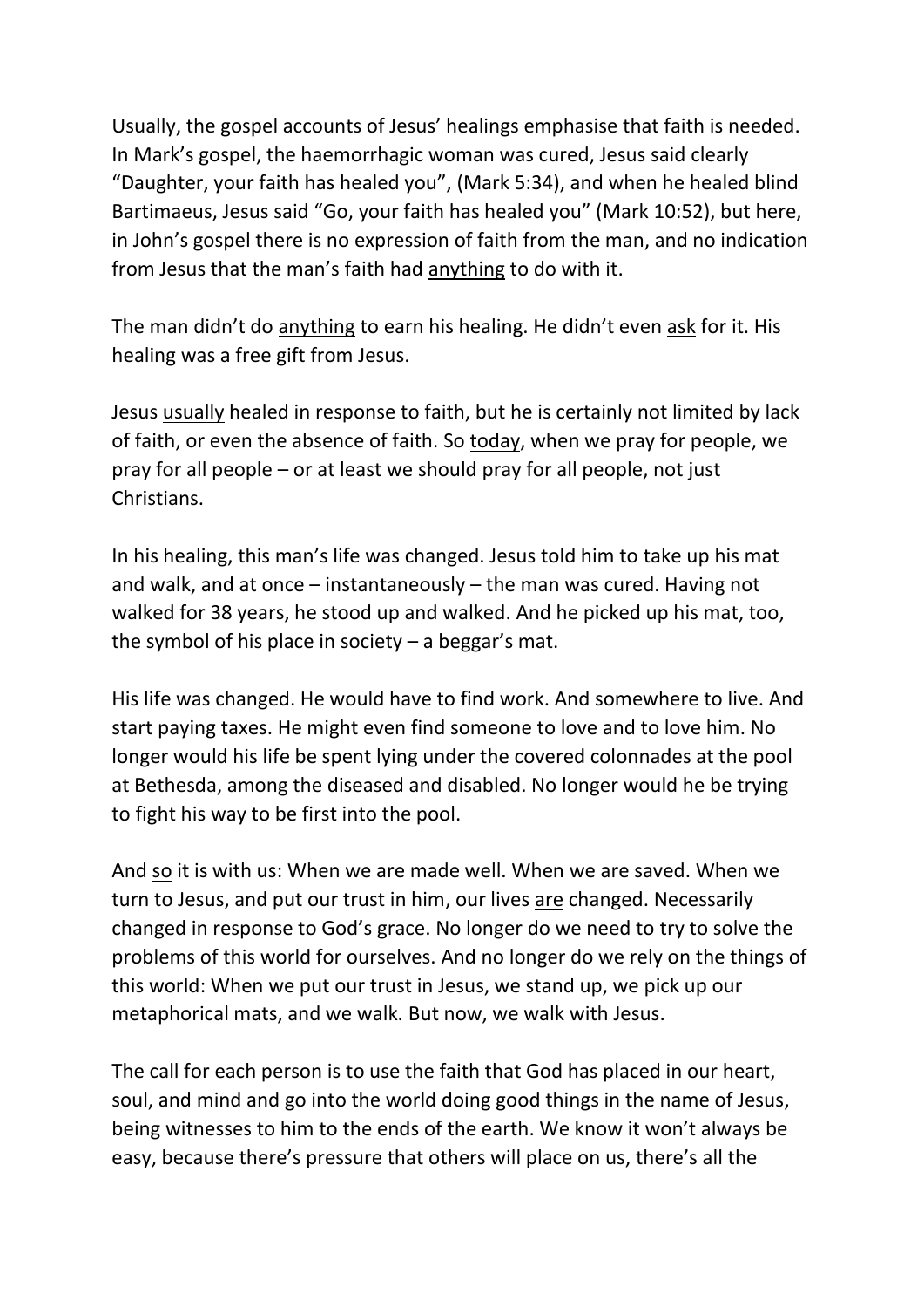Usually, the gospel accounts of Jesus' healings emphasise that faith is needed. In Mark's gospel, the haemorrhagic woman was cured, Jesus said clearly "Daughter, your faith has healed you", (Mark 5:34), and when he healed blind Bartimaeus, Jesus said "Go, your faith has healed you" (Mark 10:52), but here, in John's gospel there is no expression of faith from the man, and no indication from Jesus that the man's faith had <u>anything</u> to do with it.

The man didn't do <u>anything</u> to earn his healing. He didn't even <u>ask</u> for it. His healing was a free gift from Jesus.

Jesus <u>usually</u> healed in response to faith, but he is certainly not limited by lack of faith, or even the absence of faith. So <u>today</u>, when we pray for people, we pray for all people – or at least we should pray for all people, not just Christians.

In his healing, this man's life was changed. Jesus told him to take up his mat and walk, and at once – instantaneously – the man was cured. Having not walked for 38 years, he stood up and walked. And he picked up his mat, too, the symbol of his place in society – a beggar's mat.

His life was changed. He would have to find work. And somewhere to live. And start paying taxes. He might even find someone to love and to love him. No longer would his life be spent lying under the covered colonnades at the pool at Bethesda, among the diseased and disabled. No longer would he be trying to fight his way to be first into the pool.

And <u>so</u> it is with us: When we are made well. When we are saved. When we turn to Jesus, and put our trust in him, our lives <u>are</u> changed. Necessarily changed in response to God's grace. No longer do we need to try to solve the problems of this world for ourselves. And no longer do we rely on the things of this world: When we put our trust in Jesus, we stand up, we pick up our metaphorical mats, and we walk. But now, we walk with Jesus.

The call for each person is to use the faith that God has placed in our heart, soul, and mind and go into the world doing good things in the name of Jesus, being witnesses to him to the ends of the earth. We know it won't always be easy, because there's pressure that others will place on us, there's all the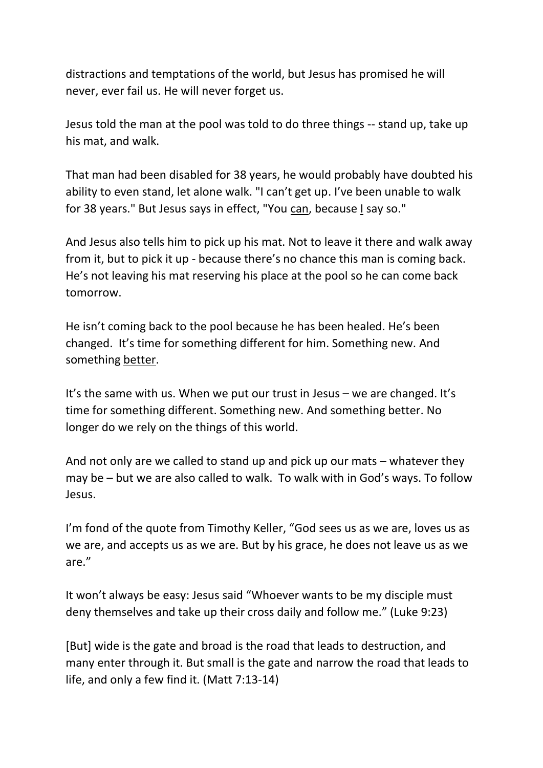distractions and temptations of the world, but Jesus has promised he will never, ever fail us. He will never forget us.

Jesus told the man at the pool was told to do three things -- stand up, take up his mat, and walk.

That man had been disabled for 38 years, he would probably have doubted his ability to even stand, let alone walk. "I can't get up. I've been unable to walk for 38 years." But Jesus says in effect, "You <u>can</u>, because <u>I</u> say so."

And Jesus also tells him to pick up his mat. Not to leave it there and walk away from it, but to pick it up - because there's no chance this man is coming back. He's not leaving his mat reserving his place at the pool so he can come back tomorrow.

He isn't coming back to the pool because he has been healed. He's been changed. It's time for something different for him. Something new. And something <u>better</u>.

It's the same with us. When we put our trust in Jesus – we are changed. It's time for something different. Something new. And something better. No longer do we rely on the things of this world.

And not only are we called to stand up and pick up our mats – whatever they may be – but we are also called to walk. To walk with in God's ways. To follow Jesus.

I'm fond of the quote from Timothy Keller, "God sees us as we are, loves us as we are, and accepts us as we are. But by his grace, he does not leave us as we are."

It won't always be easy: Jesus said "Whoever wants to be my disciple must deny themselves and take up their cross daily and follow me." (Luke 9:23)

[But] wide is the gate and broad is the road that leads to destruction, and many enter through it. But small is the gate and narrow the road that leads to life, and only a few find it. (Matt 7:13-14)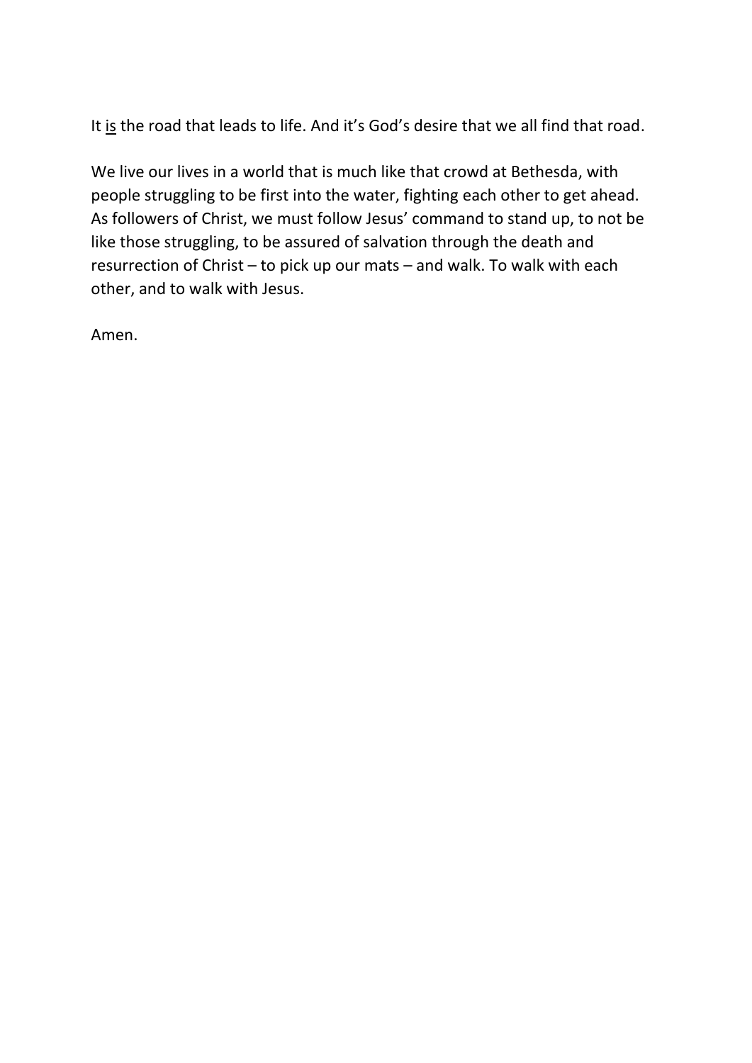It <u>is</u> the road that leads to life. And it's God's desire that we all find that road.

We live our lives in a world that is much like that crowd at Bethesda, with people struggling to be first into the water, fighting each other to get ahead. As followers of Christ, we must follow Jesus' command to stand up, to not be like those struggling, to be assured of salvation through the death and resurrection of Christ – to pick up our mats – and walk. To walk with each other, and to walk with Jesus.

Amen.